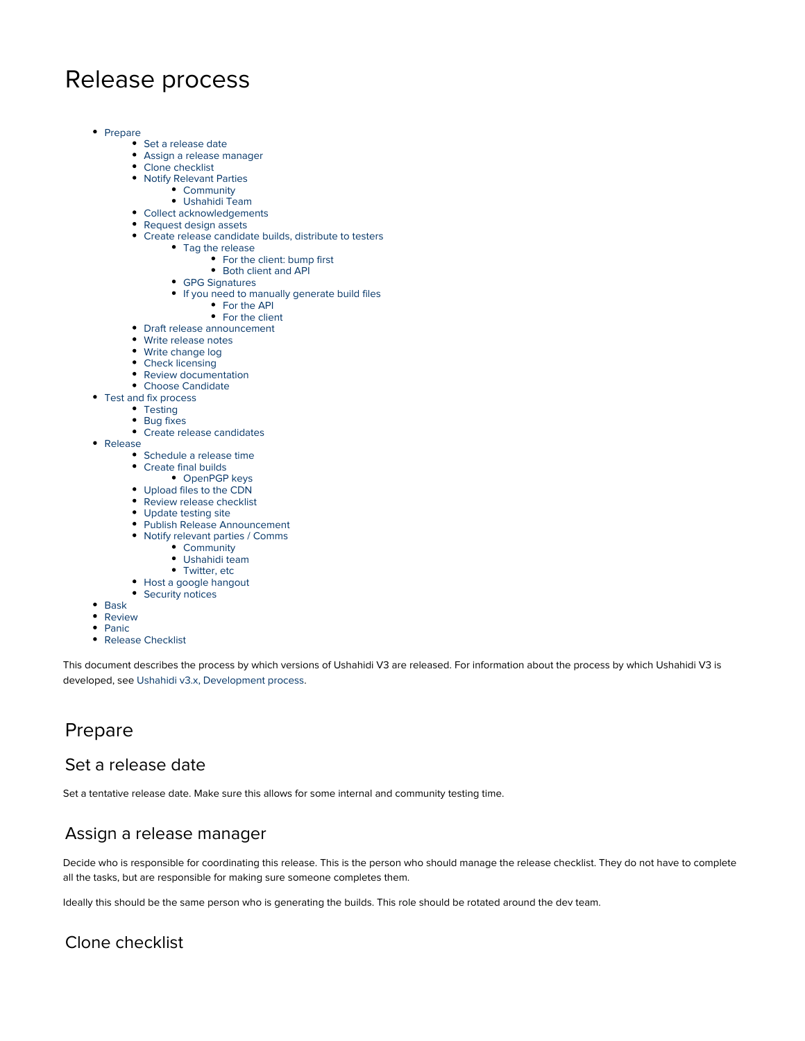# Release process

- Prepare
  - Set a release date
  - Assign a release manager
  - Clone checklist
  - Notify Relevant Parties
    - Community
    - Ushahidi Team
  - Collect acknowledgements
  - Request design assets
  - Create release candidate builds, distribute to testers
    - Tag the release
      - For the client: bump first
      - Both client and API
    - GPG Signatures
    - If you need to manually generate build files
      - For the API
      - For the client
  - Draft release announcement
  - Write release notes
  - Write change log
  - Check licensing
  - Review documentation
  - Choose Candidate
- Test and fix process
  - Testing
  - Bug fixes
  - Create release candidates
- Release
  - Schedule a release time
  - Create final builds
    - OpenPGP keys
  - Upload files to the CDN
  - Review release checklist
  - Update testing site
  - Publish Release Announcement
  - Notify relevant parties / Comms
    - Community
    - Ushahidi team
    - Twitter, etc
  - Host a google hangout
  - Security notices
- Bask
- Review
- Panic
- Release Checklist

This document describes the process by which versions of Ushahidi V3 are released. For information about the process by which Ushahidi V3 is developed, see Ushahidi v3.x, Development process.

# Prepare

## Set a release date

Set a tentative release date. Make sure this allows for some internal and community testing time.

## Assign a release manager

Decide who is responsible for coordinating this release. This is the person who should manage the release checklist. They do not have to complete all the tasks, but are responsible for making sure someone completes them.

Ideally this should be the same person who is generating the builds. This role should be rotated around the dev team.

## Clone checklist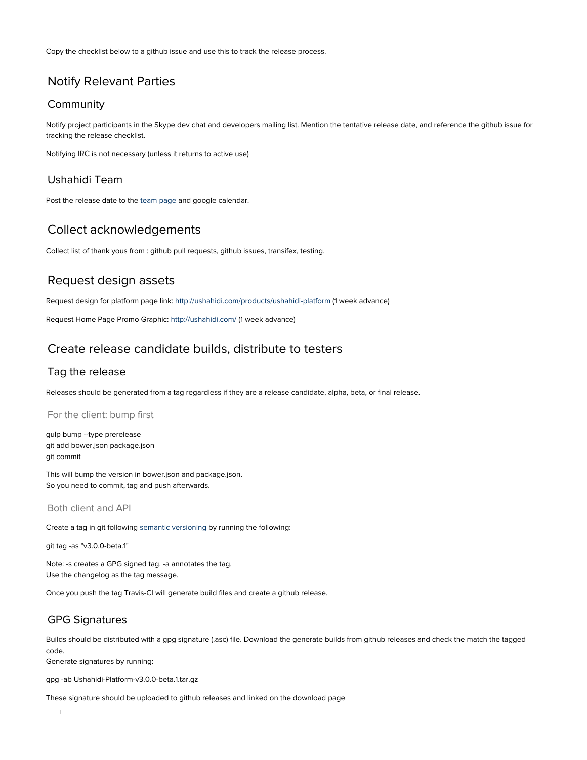Copy the checklist below to a github issue and use this to track the release process.

# Notify Relevant Parties

## Community

Notify project participants in the Skype dev chat and developers mailing list. Mention the tentative release date, and reference the github issue for tracking the release checklist.

Notifying IRC is not necessary (unless it returns to active use)

## Ushahidi Team

Post the release date to the team page and google calendar.

# Collect acknowledgements

Collect list of thank yous from : github pull requests, github issues, transifex, testing.

# Request design assets

Request design for platform page link: http://ushahidi.com/products/ushahidi-platform (1 week advance)

Request Home Page Promo Graphic: http://ushahidi.com/ (1 week advance)

# Create release candidate builds, distribute to testers

## Tag the release

Releases should be generated from a tag regardless if they are a release candidate, alpha, beta, or final release.

### For the client: bump first

```
gulp bump --type prerelease
git add bower.json package.json
git commit
```

This will bump the version in bower.json and package.json.
So you need to commit, tag and push afterwards.

### Both client and API

Create a tag in git following semantic versioning by running the following:

```
git tag -as "v3.0.0-beta.1"
```

Note: -s creates a GPG signed tag. -a annotates the tag.
Use the changelog as the tag message.

Once you push the tag Travis-CI will generate build files and create a github release.

## GPG Signatures

Builds should be distributed with a gpg signature (.asc) file. Download the generate builds from github releases and check the match the tagged code.
Generate signatures by running:

```
gpg -ab Ushahidi-Platform-v3.0.0-beta.1.tar.gz
```

These signature should be uploaded to github releases and linked on the download page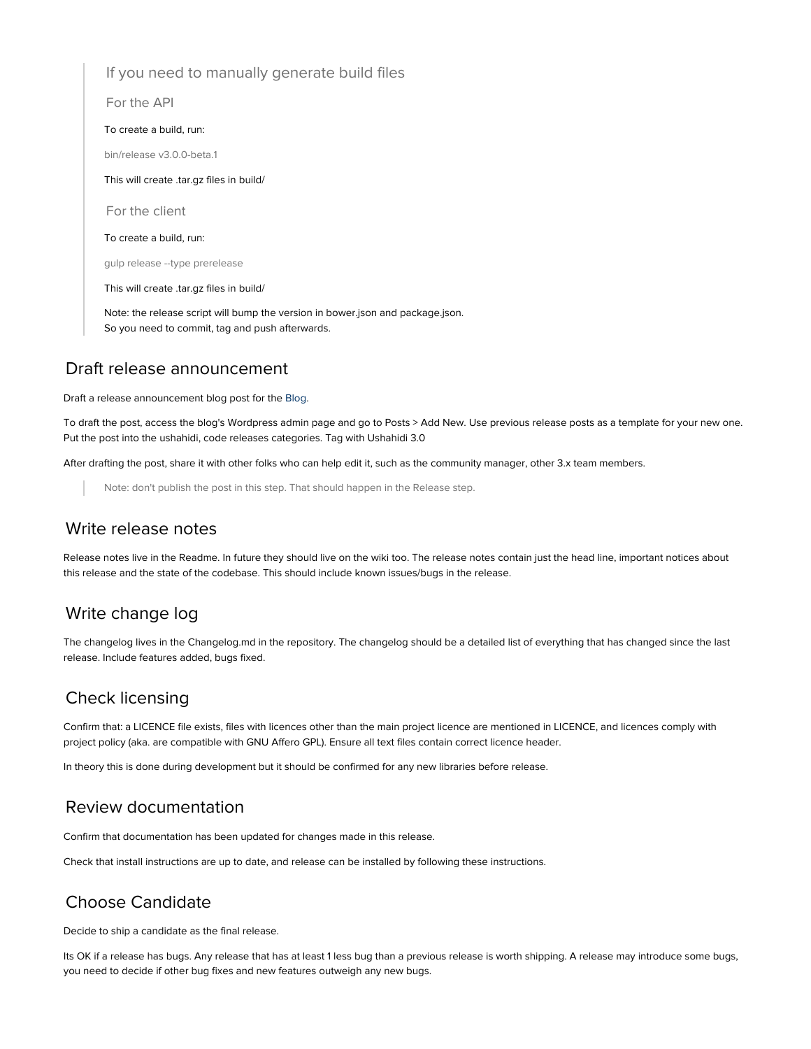> ### If you need to manually generate build files
>
> #### For the API
>
> To create a build, run:
>
> ```
> bin/release v3.0.0-beta.1
> ```
>
> This will create .tar.gz files in build/
>
> #### For the client
>
> To create a build, run:
>
> ```
> gulp release --type prerelease
> ```
>
> This will create .tar.gz files in build/
>
> Note: the release script will bump the version in bower.json and package.json.
> So you need to commit, tag and push afterwards.

## Draft release announcement

Draft a release announcement blog post for the Blog.

To draft the post, access the blog's Wordpress admin page and go to Posts > Add New. Use previous release posts as a template for your new one. Put the post into the ushahidi, code releases categories. Tag with Ushahidi 3.0

After drafting the post, share it with other folks who can help edit it, such as the community manager, other 3.x team members.

> Note: don't publish the post in this step. That should happen in the Release step.

## Write release notes

Release notes live in the Readme. In future they should live on the wiki too. The release notes contain just the head line, important notices about this release and the state of the codebase. This should include known issues/bugs in the release.

## Write change log

The changelog lives in the Changelog.md in the repository. The changelog should be a detailed list of everything that has changed since the last release. Include features added, bugs fixed.

## Check licensing

Confirm that: a LICENCE file exists, files with licences other than the main project licence are mentioned in LICENCE, and licences comply with project policy (aka. are compatible with GNU Affero GPL). Ensure all text files contain correct licence header.

In theory this is done during development but it should be confirmed for any new libraries before release.

## Review documentation

Confirm that documentation has been updated for changes made in this release.

Check that install instructions are up to date, and release can be installed by following these instructions.

## Choose Candidate

Decide to ship a candidate as the final release.

Its OK if a release has bugs. Any release that has at least 1 less bug than a previous release is worth shipping. A release may introduce some bugs, you need to decide if other bug fixes and new features outweigh any new bugs.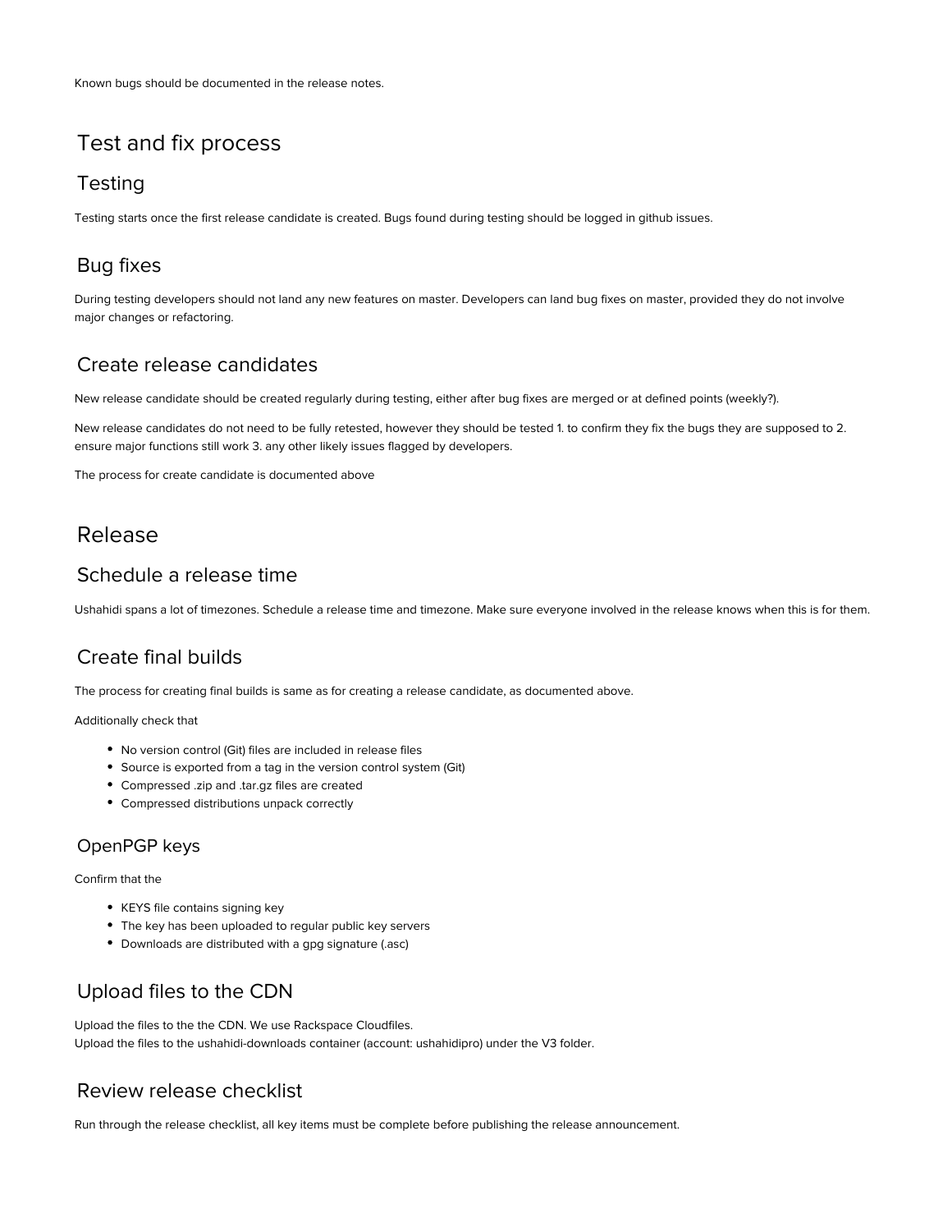Known bugs should be documented in the release notes.

# Test and fix process

## Testing

Testing starts once the first release candidate is created. Bugs found during testing should be logged in github issues.

## Bug fixes

During testing developers should not land any new features on master. Developers can land bug fixes on master, provided they do not involve major changes or refactoring.

## Create release candidates

New release candidate should be created regularly during testing, either after bug fixes are merged or at defined points (weekly?).

New release candidates do not need to be fully retested, however they should be tested 1. to confirm they fix the bugs they are supposed to 2. ensure major functions still work 3. any other likely issues flagged by developers.

The process for create candidate is documented above

# Release

## Schedule a release time

Ushahidi spans a lot of timezones. Schedule a release time and timezone. Make sure everyone involved in the release knows when this is for them.

## Create final builds

The process for creating final builds is same as for creating a release candidate, as documented above.

Additionally check that

- No version control (Git) files are included in release files
- Source is exported from a tag in the version control system (Git)
- Compressed .zip and .tar.gz files are created
- Compressed distributions unpack correctly

### OpenPGP keys

Confirm that the

- KEYS file contains signing key
- The key has been uploaded to regular public key servers
- Downloads are distributed with a gpg signature (.asc)

## Upload files to the CDN

Upload the files to the the CDN. We use Rackspace Cloudfiles.
Upload the files to the ushahidi-downloads container (account: ushahidipro) under the V3 folder.

## Review release checklist

Run through the release checklist, all key items must be complete before publishing the release announcement.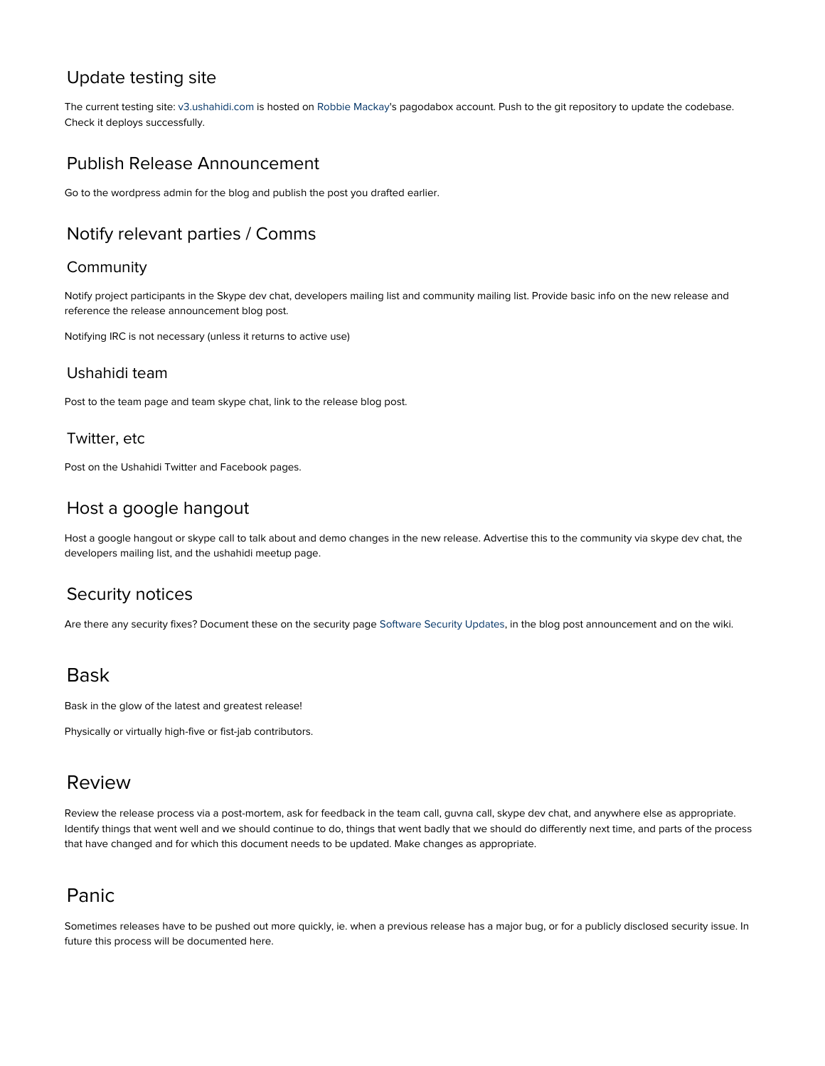## Update testing site

The current testing site: v3.ushahidi.com is hosted on Robbie Mackay's pagodabox account. Push to the git repository to update the codebase. Check it deploys successfully.

## Publish Release Announcement

Go to the wordpress admin for the blog and publish the post you drafted earlier.

## Notify relevant parties / Comms

### Community

Notify project participants in the Skype dev chat, developers mailing list and community mailing list. Provide basic info on the new release and reference the release announcement blog post.

Notifying IRC is not necessary (unless it returns to active use)

### Ushahidi team

Post to the team page and team skype chat, link to the release blog post.

### Twitter, etc

Post on the Ushahidi Twitter and Facebook pages.

## Host a google hangout

Host a google hangout or skype call to talk about and demo changes in the new release. Advertise this to the community via skype dev chat, the developers mailing list, and the ushahidi meetup page.

## Security notices

Are there any security fixes? Document these on the security page Software Security Updates, in the blog post announcement and on the wiki.

# Bask

Bask in the glow of the latest and greatest release!

Physically or virtually high-five or fist-jab contributors.

# Review

Review the release process via a post-mortem, ask for feedback in the team call, guvna call, skype dev chat, and anywhere else as appropriate. Identify things that went well and we should continue to do, things that went badly that we should do differently next time, and parts of the process that have changed and for which this document needs to be updated. Make changes as appropriate.

# Panic

Sometimes releases have to be pushed out more quickly, ie. when a previous release has a major bug, or for a publicly disclosed security issue. In future this process will be documented here.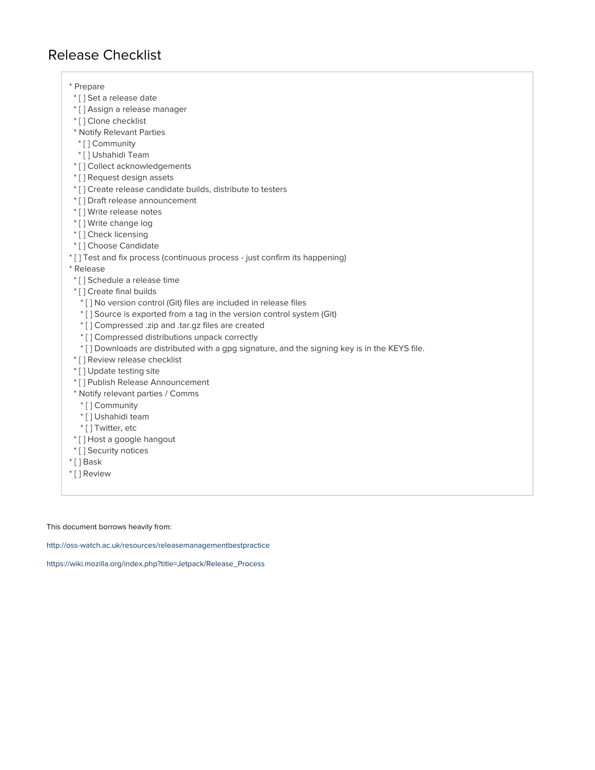# Release Checklist

```
* Prepare
  * [ ] Set a release date
  * [ ] Assign a release manager
  * [ ] Clone checklist
  * Notify Relevant Parties
    * [ ] Community
    * [ ] Ushahidi Team
  * [ ] Collect acknowledgements
  * [ ] Request design assets
  * [ ] Create release candidate builds, distribute to testers
  * [ ] Draft release announcement
  * [ ] Write release notes
  * [ ] Write change log
  * [ ] Check licensing
  * [ ] Choose Candidate
* [ ] Test and fix process (continuous process - just confirm its happening)
* Release
  * [ ] Schedule a release time
  * [ ] Create final builds
    * [ ] No version control (Git) files are included in release files
    * [ ] Source is exported from a tag in the version control system (Git)
    * [ ] Compressed .zip and .tar.gz files are created
    * [ ] Compressed distributions unpack correctly
    * [ ] Downloads are distributed with a gpg signature, and the signing key is in the KEYS file.
  * [ ] Review release checklist
  * [ ] Update testing site
  * [ ] Publish Release Announcement
  * Notify relevant parties / Comms
    * [ ] Community
    * [ ] Ushahidi team
    * [ ] Twitter, etc
  * [ ] Host a google hangout
  * [ ] Security notices
* [ ] Bask
* [ ] Review
```

This document borrows heavily from:

http://oss-watch.ac.uk/resources/releasemanagementbestpractice

https://wiki.mozilla.org/index.php?title=Jetpack/Release_Process